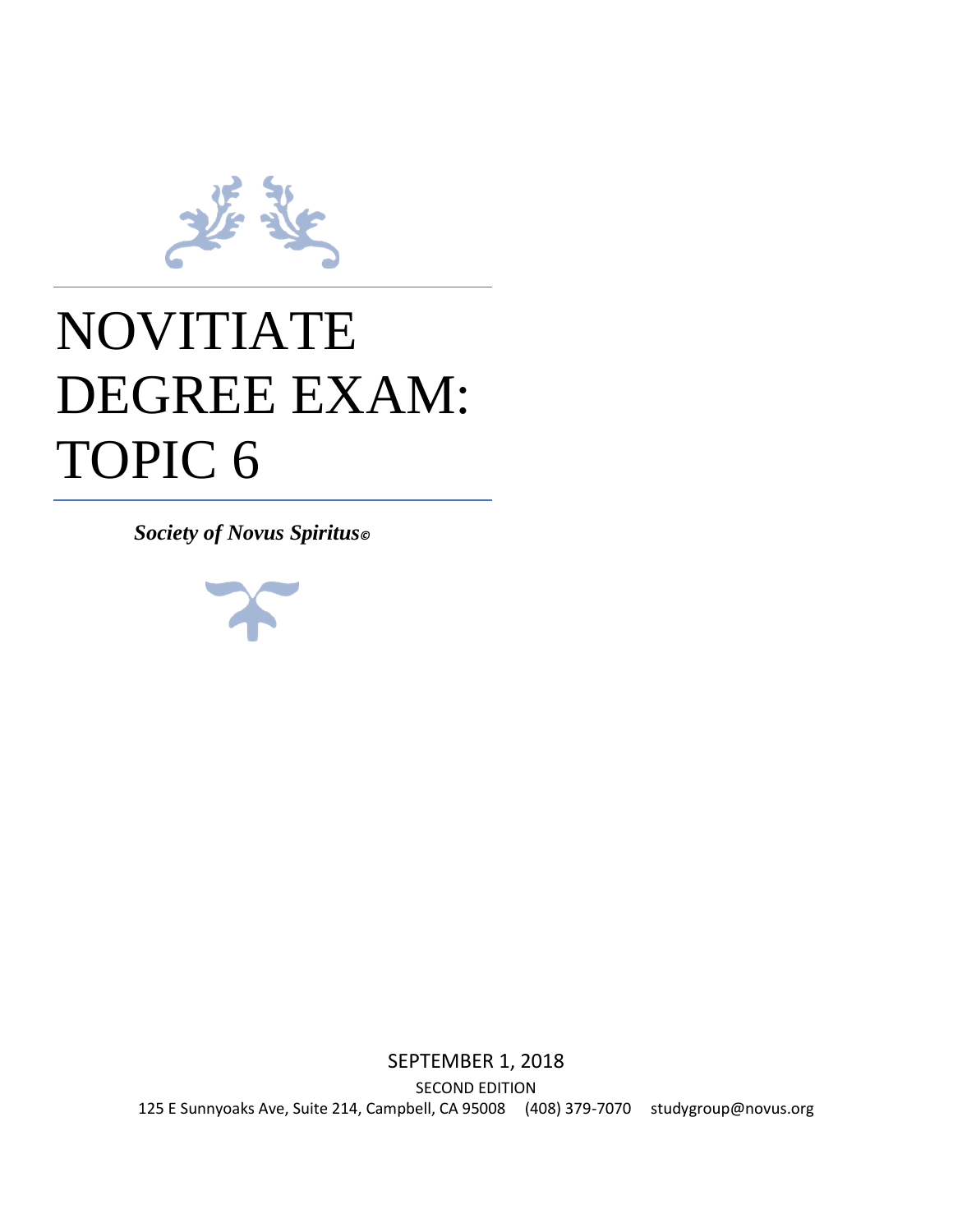# NOVITIATE DEGREE EXAM: TOPIC 6

***Society of Novus Spiritus©***

SEPTEMBER 1, 2018

SECOND EDITION

125 E Sunnyoaks Ave, Suite 214, Campbell, CA 95008 (408) 379-7070 studygroup@novus.org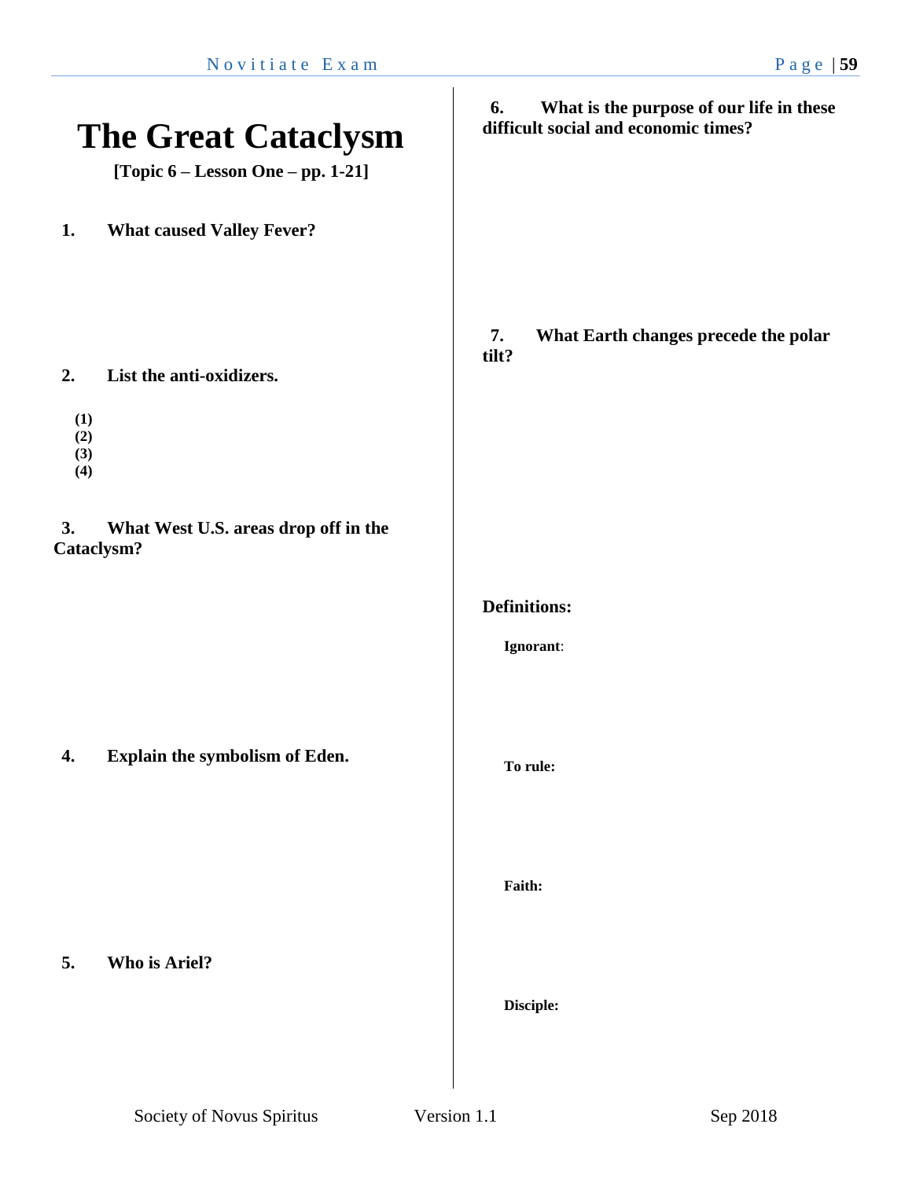# The Great Cataclysm

**[Topic 6 – Lesson One – pp. 1-21]**

**1. What caused Valley Fever?**

**2. List the anti-oxidizers.**

**(1)**
**(2)**
**(3)**
**(4)**

**3. What West U.S. areas drop off in the Cataclysm?**

**4. Explain the symbolism of Eden.**

**5. Who is Ariel?**

**6. What is the purpose of our life in these difficult social and economic times?**

**7. What Earth changes precede the polar tilt?**

**Definitions:**

**Ignorant**:

**To rule:**

**Faith:**

**Disciple:**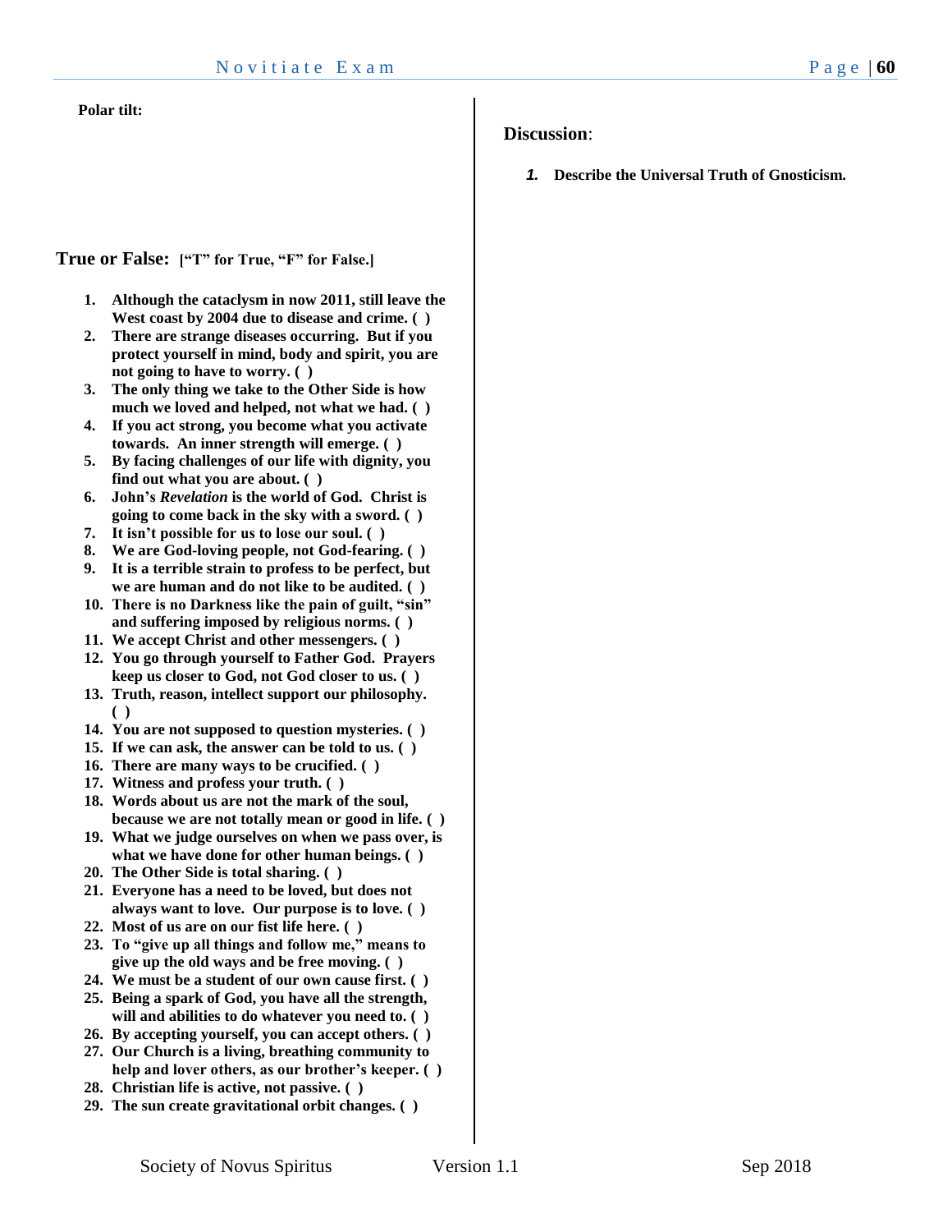**Polar tilt:**

## True or False: **["T" for True, "F" for False.]**

1. **Although the cataclysm in now 2011, still leave the West coast by 2004 due to disease and crime. ( )**
2. **There are strange diseases occurring. But if you protect yourself in mind, body and spirit, you are not going to have to worry. ( )**
3. **The only thing we take to the Other Side is how much we loved and helped, not what we had. ( )**
4. **If you act strong, you become what you activate towards. An inner strength will emerge. ( )**
5. **By facing challenges of our life with dignity, you find out what you are about. ( )**
6. **John's *Revelation* is the world of God. Christ is going to come back in the sky with a sword. ( )**
7. **It isn't possible for us to lose our soul. ( )**
8. **We are God-loving people, not God-fearing. ( )**
9. **It is a terrible strain to profess to be perfect, but we are human and do not like to be audited. ( )**
10. **There is no Darkness like the pain of guilt, "sin" and suffering imposed by religious norms. ( )**
11. **We accept Christ and other messengers. ( )**
12. **You go through yourself to Father God. Prayers keep us closer to God, not God closer to us. ( )**
13. **Truth, reason, intellect support our philosophy. ( )**
14. **You are not supposed to question mysteries. ( )**
15. **If we can ask, the answer can be told to us. ( )**
16. **There are many ways to be crucified. ( )**
17. **Witness and profess your truth. ( )**
18. **Words about us are not the mark of the soul, because we are not totally mean or good in life. ( )**
19. **What we judge ourselves on when we pass over, is what we have done for other human beings. ( )**
20. **The Other Side is total sharing. ( )**
21. **Everyone has a need to be loved, but does not always want to love. Our purpose is to love. ( )**
22. **Most of us are on our fist life here. ( )**
23. **To "give up all things and follow me," means to give up the old ways and be free moving. ( )**
24. **We must be a student of our own cause first. ( )**
25. **Being a spark of God, you have all the strength, will and abilities to do whatever you need to. ( )**
26. **By accepting yourself, you can accept others. ( )**
27. **Our Church is a living, breathing community to help and lover others, as our brother's keeper. ( )**
28. **Christian life is active, not passive. ( )**
29. **The sun create gravitational orbit changes. ( )**

## Discussion:

1. **Describe the Universal Truth of Gnosticism.**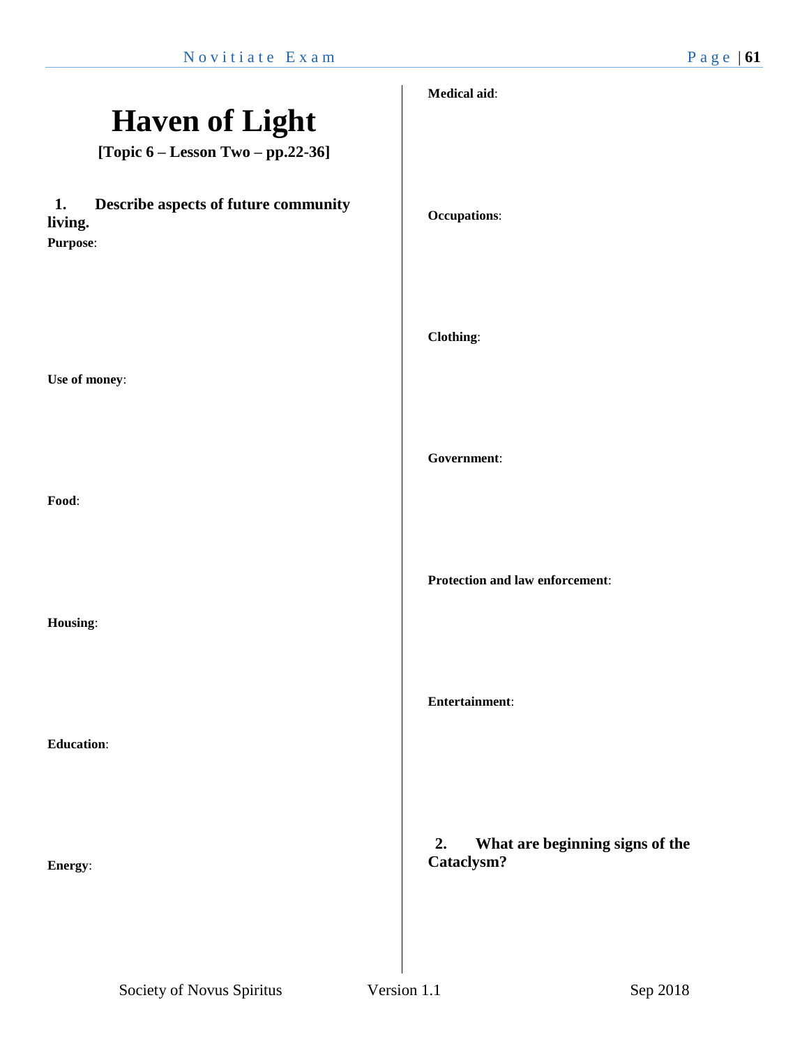# Haven of Light

**[Topic 6 – Lesson Two – pp.22-36]**

**1. Describe aspects of future community living.**

**Purpose**:

**Use of money**:

**Food**:

**Housing**:

**Education**:

**Energy**:

**Medical aid**:

**Occupations**:

**Clothing**:

**Government**:

**Protection and law enforcement**:

**Entertainment**:

**2. What are beginning signs of the Cataclysm?**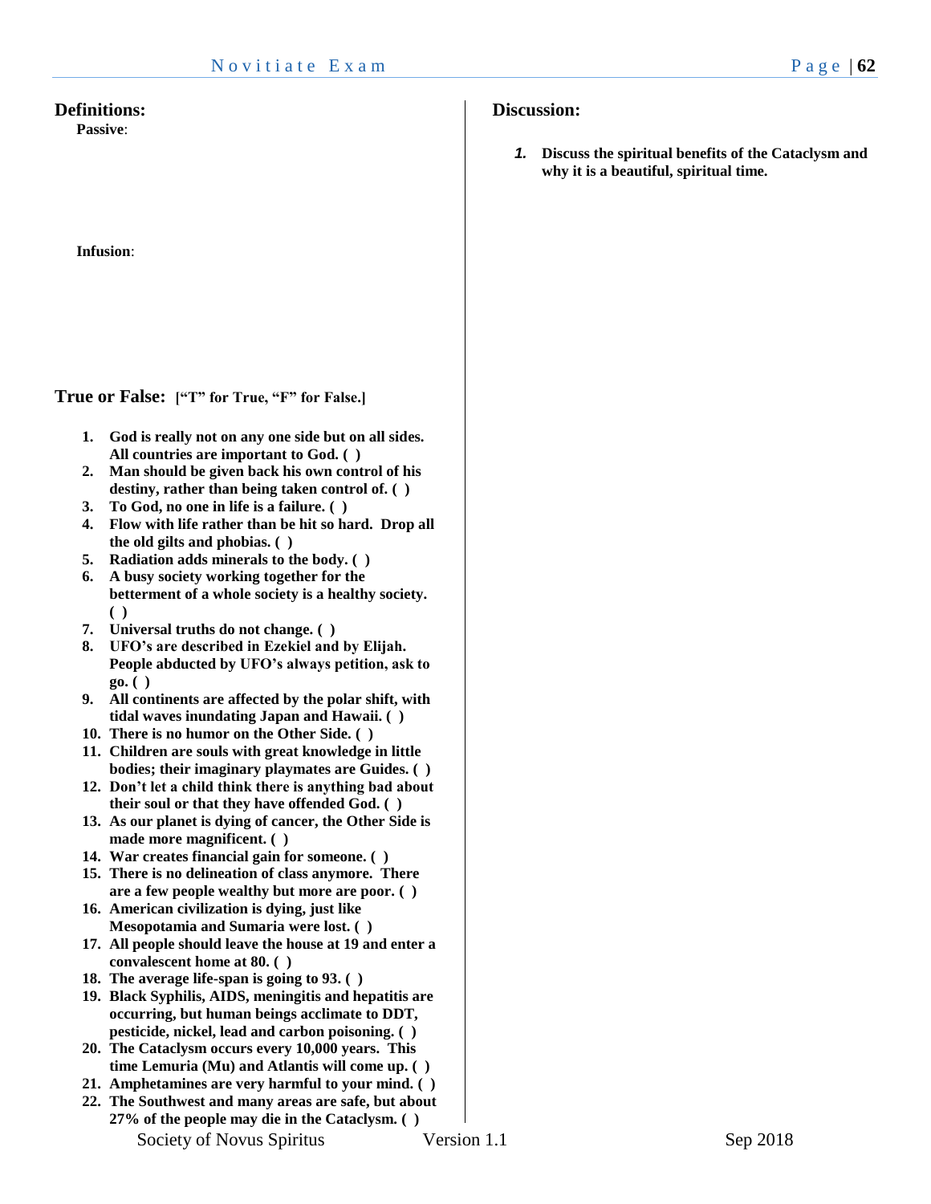## Definitions:

**Passive**:

**Infusion**:

## True or False: **["T" for True, "F" for False.]**

1. **God is really not on any one side but on all sides. All countries are important to God. ( )**
2. **Man should be given back his own control of his destiny, rather than being taken control of. ( )**
3. **To God, no one in life is a failure. ( )**
4. **Flow with life rather than be hit so hard. Drop all the old gilts and phobias. ( )**
5. **Radiation adds minerals to the body. ( )**
6. **A busy society working together for the betterment of a whole society is a healthy society. ( )**
7. **Universal truths do not change. ( )**
8. **UFO's are described in Ezekiel and by Elijah. People abducted by UFO's always petition, ask to go. ( )**
9. **All continents are affected by the polar shift, with tidal waves inundating Japan and Hawaii. ( )**
10. **There is no humor on the Other Side. ( )**
11. **Children are souls with great knowledge in little bodies; their imaginary playmates are Guides. ( )**
12. **Don't let a child think there is anything bad about their soul or that they have offended God. ( )**
13. **As our planet is dying of cancer, the Other Side is made more magnificent. ( )**
14. **War creates financial gain for someone. ( )**
15. **There is no delineation of class anymore. There are a few people wealthy but more are poor. ( )**
16. **American civilization is dying, just like Mesopotamia and Sumaria were lost. ( )**
17. **All people should leave the house at 19 and enter a convalescent home at 80. ( )**
18. **The average life-span is going to 93. ( )**
19. **Black Syphilis, AIDS, meningitis and hepatitis are occurring, but human beings acclimate to DDT, pesticide, nickel, lead and carbon poisoning. ( )**
20. **The Cataclysm occurs every 10,000 years. This time Lemuria (Mu) and Atlantis will come up. ( )**
21. **Amphetamines are very harmful to your mind. ( )**
22. **The Southwest and many areas are safe, but about 27% of the people may die in the Cataclysm. ( )**

## Discussion:

1. **Discuss the spiritual benefits of the Cataclysm and why it is a beautiful, spiritual time.**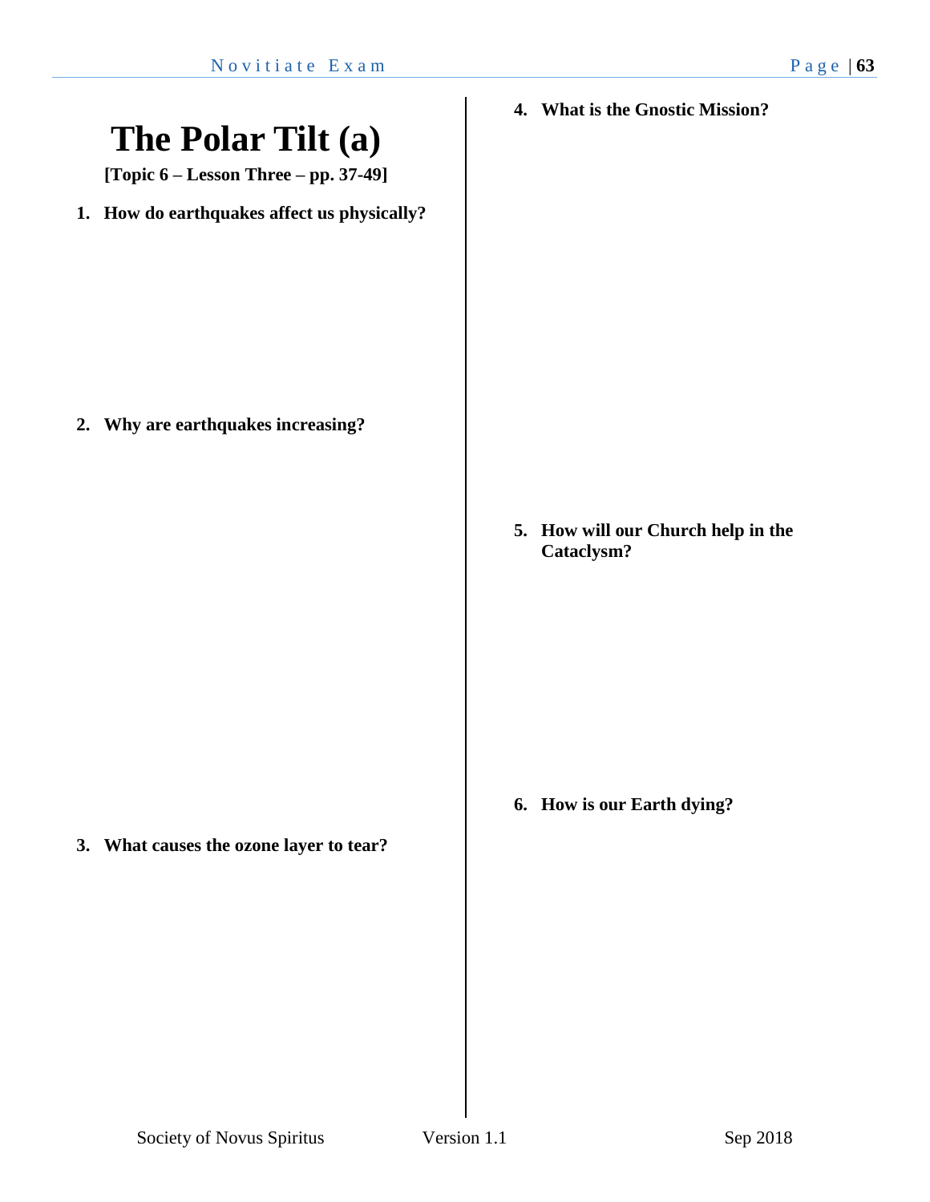# The Polar Tilt (a)

**[Topic 6 – Lesson Three – pp. 37-49]**

1. **How do earthquakes affect us physically?**

2. **Why are earthquakes increasing?**

3. **What causes the ozone layer to tear?**

4. **What is the Gnostic Mission?**

5. **How will our Church help in the Cataclysm?**

6. **How is our Earth dying?**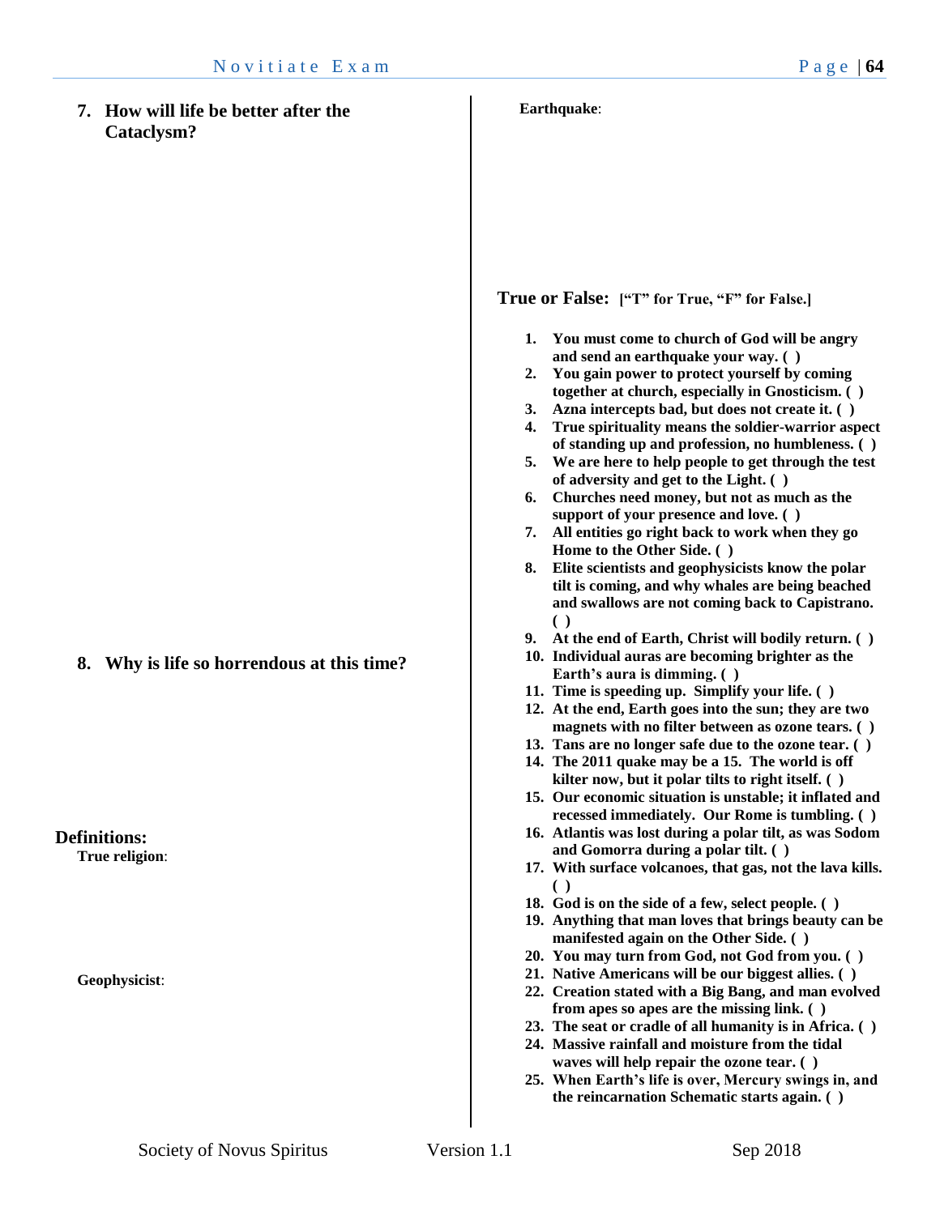**7. How will life be better after the Cataclysm?**

**8. Why is life so horrendous at this time?**

## Definitions:

**True religion**:

**Geophysicist**:

**Earthquake**:

**True or False: ["T" for True, "F" for False.]**

1. **You must come to church of God will be angry and send an earthquake your way. ( )**
2. **You gain power to protect yourself by coming together at church, especially in Gnosticism. ( )**
3. **Azna intercepts bad, but does not create it. ( )**
4. **True spirituality means the soldier-warrior aspect of standing up and profession, no humbleness. ( )**
5. **We are here to help people to get through the test of adversity and get to the Light. ( )**
6. **Churches need money, but not as much as the support of your presence and love. ( )**
7. **All entities go right back to work when they go Home to the Other Side. ( )**
8. **Elite scientists and geophysicists know the polar tilt is coming, and why whales are being beached and swallows are not coming back to Capistrano. ( )**
9. **At the end of Earth, Christ will bodily return. ( )**
10. **Individual auras are becoming brighter as the Earth's aura is dimming. ( )**
11. **Time is speeding up. Simplify your life. ( )**
12. **At the end, Earth goes into the sun; they are two magnets with no filter between as ozone tears. ( )**
13. **Tans are no longer safe due to the ozone tear. ( )**
14. **The 2011 quake may be a 15. The world is off kilter now, but it polar tilts to right itself. ( )**
15. **Our economic situation is unstable; it inflated and recessed immediately. Our Rome is tumbling. ( )**
16. **Atlantis was lost during a polar tilt, as was Sodom and Gomorra during a polar tilt. ( )**
17. **With surface volcanoes, that gas, not the lava kills. ( )**
18. **God is on the side of a few, select people. ( )**
19. **Anything that man loves that brings beauty can be manifested again on the Other Side. ( )**
20. **You may turn from God, not God from you. ( )**
21. **Native Americans will be our biggest allies. ( )**
22. **Creation stated with a Big Bang, and man evolved from apes so apes are the missing link. ( )**
23. **The seat or cradle of all humanity is in Africa. ( )**
24. **Massive rainfall and moisture from the tidal waves will help repair the ozone tear. ( )**
25. **When Earth's life is over, Mercury swings in, and the reincarnation Schematic starts again. ( )**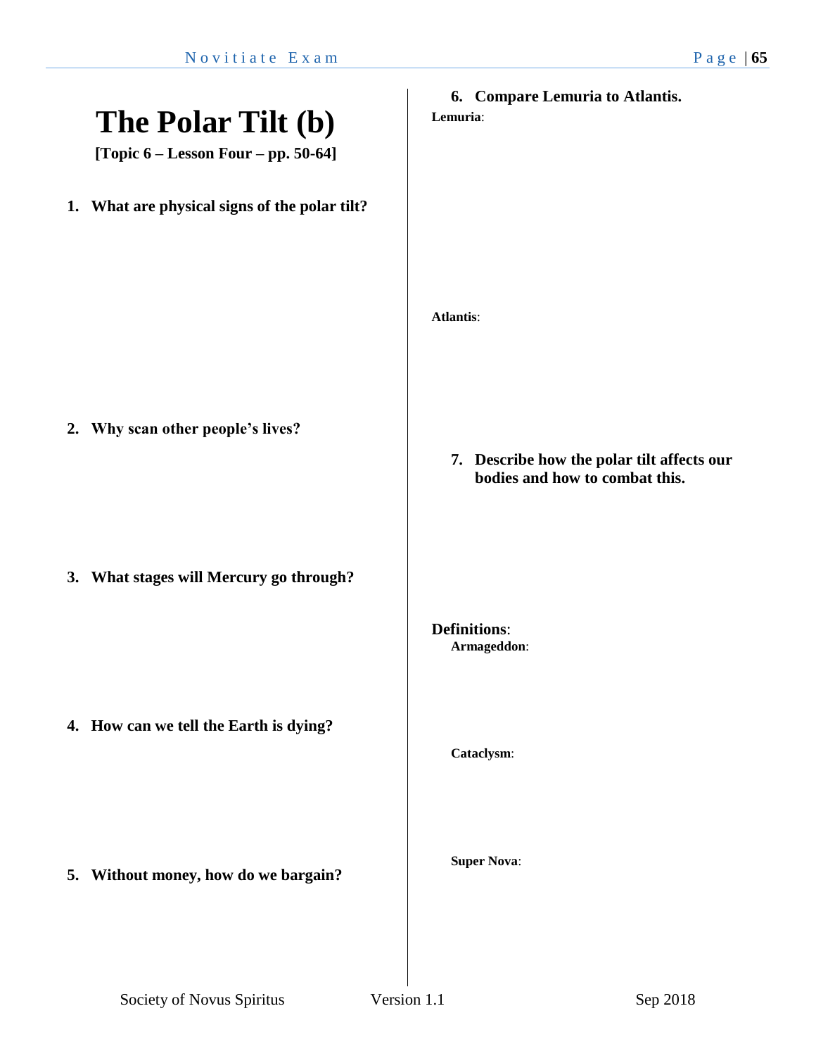# The Polar Tilt (b)

**[Topic 6 – Lesson Four – pp. 50-64]**

1. **What are physical signs of the polar tilt?**

2. **Why scan other people's lives?**

3. **What stages will Mercury go through?**

4. **How can we tell the Earth is dying?**

5. **Without money, how do we bargain?**

6. **Compare Lemuria to Atlantis.**

**Lemuria**:

**Atlantis**:

7. **Describe how the polar tilt affects our bodies and how to combat this.**

**Definitions**:

**Armageddon**:

**Cataclysm**:

**Super Nova**: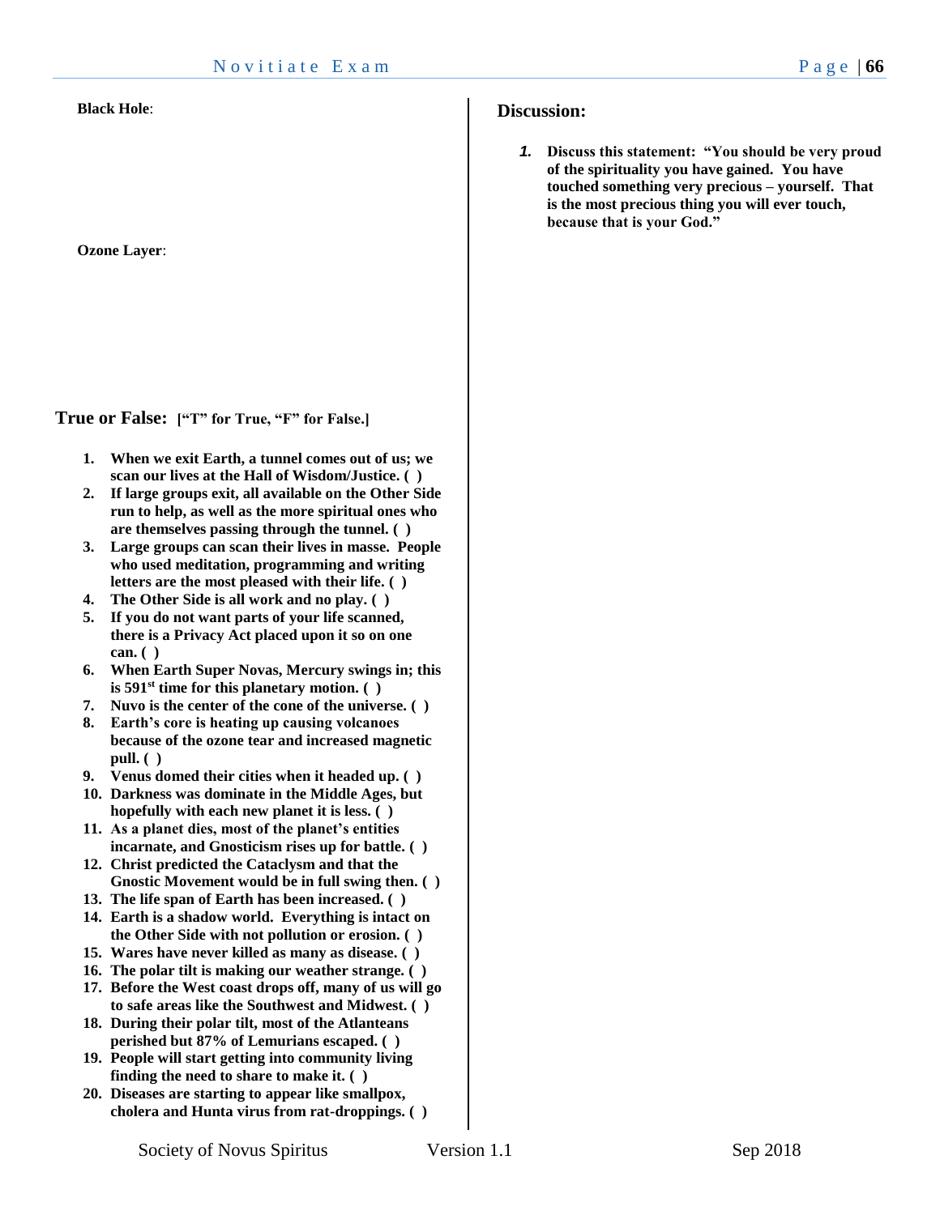**Black Hole**:

**Ozone Layer**:

## True or False: **["T" for True, "F" for False.]**

1. **When we exit Earth, a tunnel comes out of us; we scan our lives at the Hall of Wisdom/Justice. ( )**
2. **If large groups exit, all available on the Other Side run to help, as well as the more spiritual ones who are themselves passing through the tunnel. ( )**
3. **Large groups can scan their lives in masse. People who used meditation, programming and writing letters are the most pleased with their life. ( )**
4. **The Other Side is all work and no play. ( )**
5. **If you do not want parts of your life scanned, there is a Privacy Act placed upon it so on one can. ( )**
6. **When Earth Super Novas, Mercury swings in; this is 591st time for this planetary motion. ( )**
7. **Nuvo is the center of the cone of the universe. ( )**
8. **Earth's core is heating up causing volcanoes because of the ozone tear and increased magnetic pull. ( )**
9. **Venus domed their cities when it headed up. ( )**
10. **Darkness was dominate in the Middle Ages, but hopefully with each new planet it is less. ( )**
11. **As a planet dies, most of the planet's entities incarnate, and Gnosticism rises up for battle. ( )**
12. **Christ predicted the Cataclysm and that the Gnostic Movement would be in full swing then. ( )**
13. **The life span of Earth has been increased. ( )**
14. **Earth is a shadow world. Everything is intact on the Other Side with not pollution or erosion. ( )**
15. **Wares have never killed as many as disease. ( )**
16. **The polar tilt is making our weather strange. ( )**
17. **Before the West coast drops off, many of us will go to safe areas like the Southwest and Midwest. ( )**
18. **During their polar tilt, most of the Atlanteans perished but 87% of Lemurians escaped. ( )**
19. **People will start getting into community living finding the need to share to make it. ( )**
20. **Diseases are starting to appear like smallpox, cholera and Hunta virus from rat-droppings. ( )**

## Discussion:

1. **Discuss this statement: "You should be very proud of the spirituality you have gained. You have touched something very precious – yourself. That is the most precious thing you will ever touch, because that is your God."**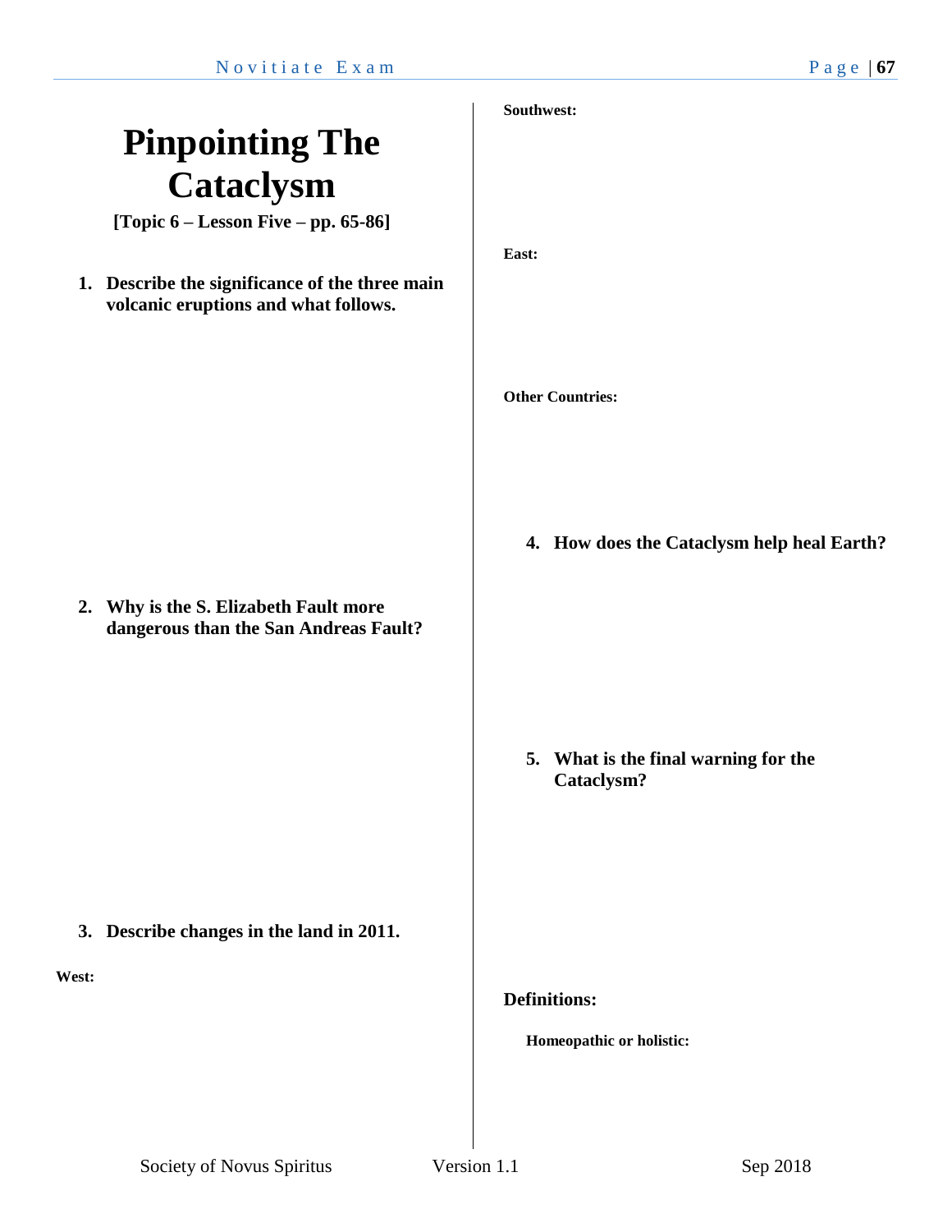# Pinpointing The Cataclysm

**[Topic 6 – Lesson Five – pp. 65-86]**

1. **Describe the significance of the three main volcanic eruptions and what follows.**

2. **Why is the S. Elizabeth Fault more dangerous than the San Andreas Fault?**

3. **Describe changes in the land in 2011.**

**West:**

**Southwest:**

**East:**

**Other Countries:**

4. **How does the Cataclysm help heal Earth?**

5. **What is the final warning for the Cataclysm?**

## Definitions:

**Homeopathic or holistic:**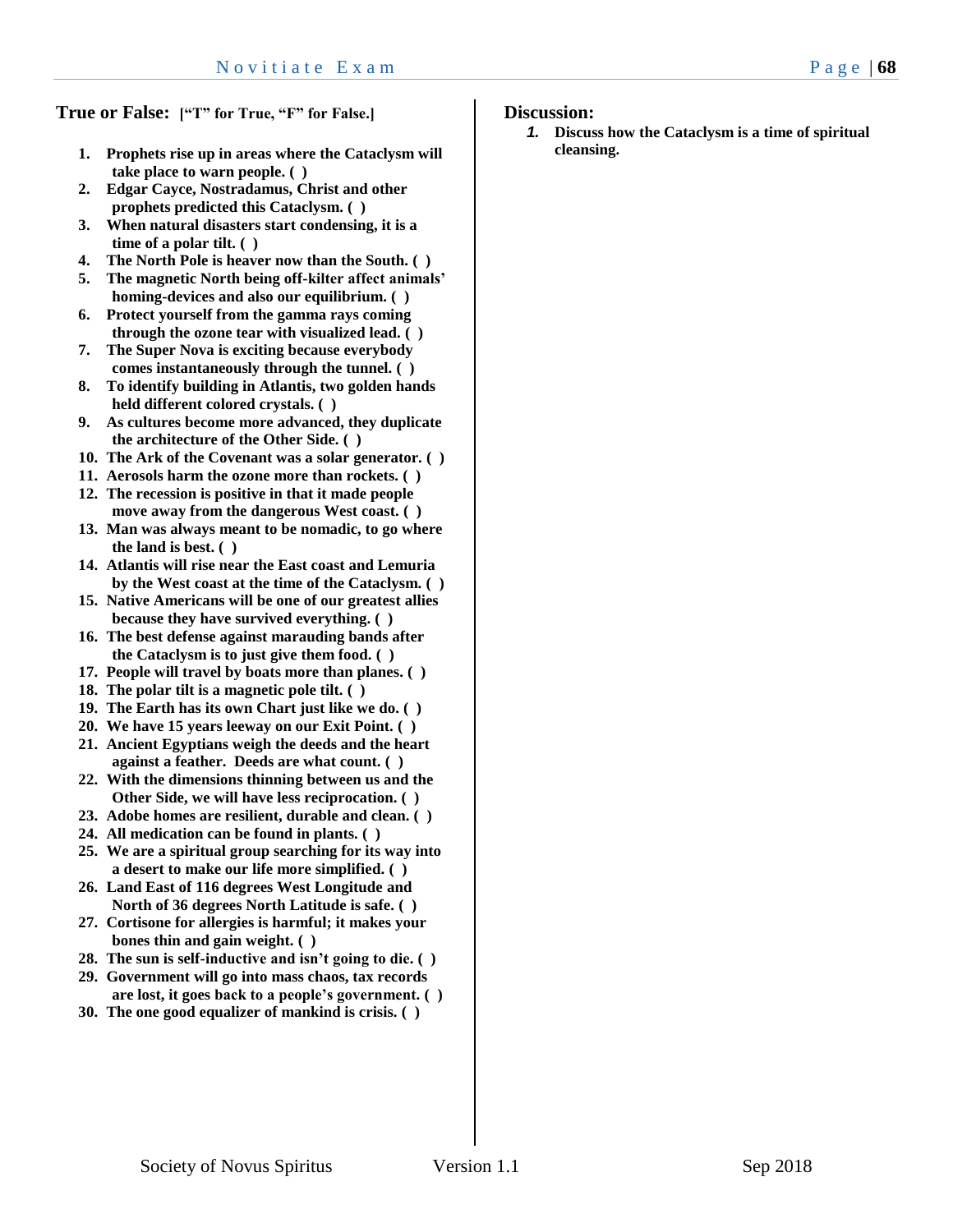## True or False: ["T" for True, "F" for False.]

1. Prophets rise up in areas where the Cataclysm will take place to warn people. ( )
2. Edgar Cayce, Nostradamus, Christ and other prophets predicted this Cataclysm. ( )
3. When natural disasters start condensing, it is a time of a polar tilt. ( )
4. The North Pole is heaver now than the South. ( )
5. The magnetic North being off-kilter affect animals' homing-devices and also our equilibrium. ( )
6. Protect yourself from the gamma rays coming through the ozone tear with visualized lead. ( )
7. The Super Nova is exciting because everybody comes instantaneously through the tunnel. ( )
8. To identify building in Atlantis, two golden hands held different colored crystals. ( )
9. As cultures become more advanced, they duplicate the architecture of the Other Side. ( )
10. The Ark of the Covenant was a solar generator. ( )
11. Aerosols harm the ozone more than rockets. ( )
12. The recession is positive in that it made people move away from the dangerous West coast. ( )
13. Man was always meant to be nomadic, to go where the land is best. ( )
14. Atlantis will rise near the East coast and Lemuria by the West coast at the time of the Cataclysm. ( )
15. Native Americans will be one of our greatest allies because they have survived everything. ( )
16. The best defense against marauding bands after the Cataclysm is to just give them food. ( )
17. People will travel by boats more than planes. ( )
18. The polar tilt is a magnetic pole tilt. ( )
19. The Earth has its own Chart just like we do. ( )
20. We have 15 years leeway on our Exit Point. ( )
21. Ancient Egyptians weigh the deeds and the heart against a feather. Deeds are what count. ( )
22. With the dimensions thinning between us and the Other Side, we will have less reciprocation. ( )
23. Adobe homes are resilient, durable and clean. ( )
24. All medication can be found in plants. ( )
25. We are a spiritual group searching for its way into a desert to make our life more simplified. ( )
26. Land East of 116 degrees West Longitude and North of 36 degrees North Latitude is safe. ( )
27. Cortisone for allergies is harmful; it makes your bones thin and gain weight. ( )
28. The sun is self-inductive and isn't going to die. ( )
29. Government will go into mass chaos, tax records are lost, it goes back to a people's government. ( )
30. The one good equalizer of mankind is crisis. ( )

## Discussion:

1. ***Discuss how the Cataclysm is a time of spiritual cleansing.***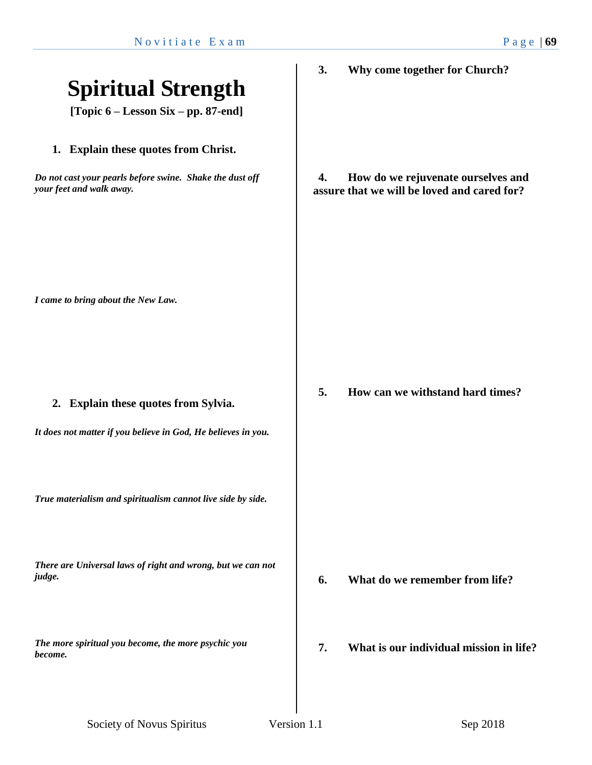# Spiritual Strength

**[Topic 6 – Lesson Six – pp. 87-end]**

1. **Explain these quotes from Christ.**

***Do not cast your pearls before swine. Shake the dust off your feet and walk away.***

***I came to bring about the New Law.***

2. **Explain these quotes from Sylvia.**

***It does not matter if you believe in God, He believes in you.***

***True materialism and spiritualism cannot live side by side.***

***There are Universal laws of right and wrong, but we can not judge.***

***The more spiritual you become, the more psychic you become.***

3. **Why come together for Church?**

4. **How do we rejuvenate ourselves and assure that we will be loved and cared for?**

5. **How can we withstand hard times?**

6. **What do we remember from life?**

7. **What is our individual mission in life?**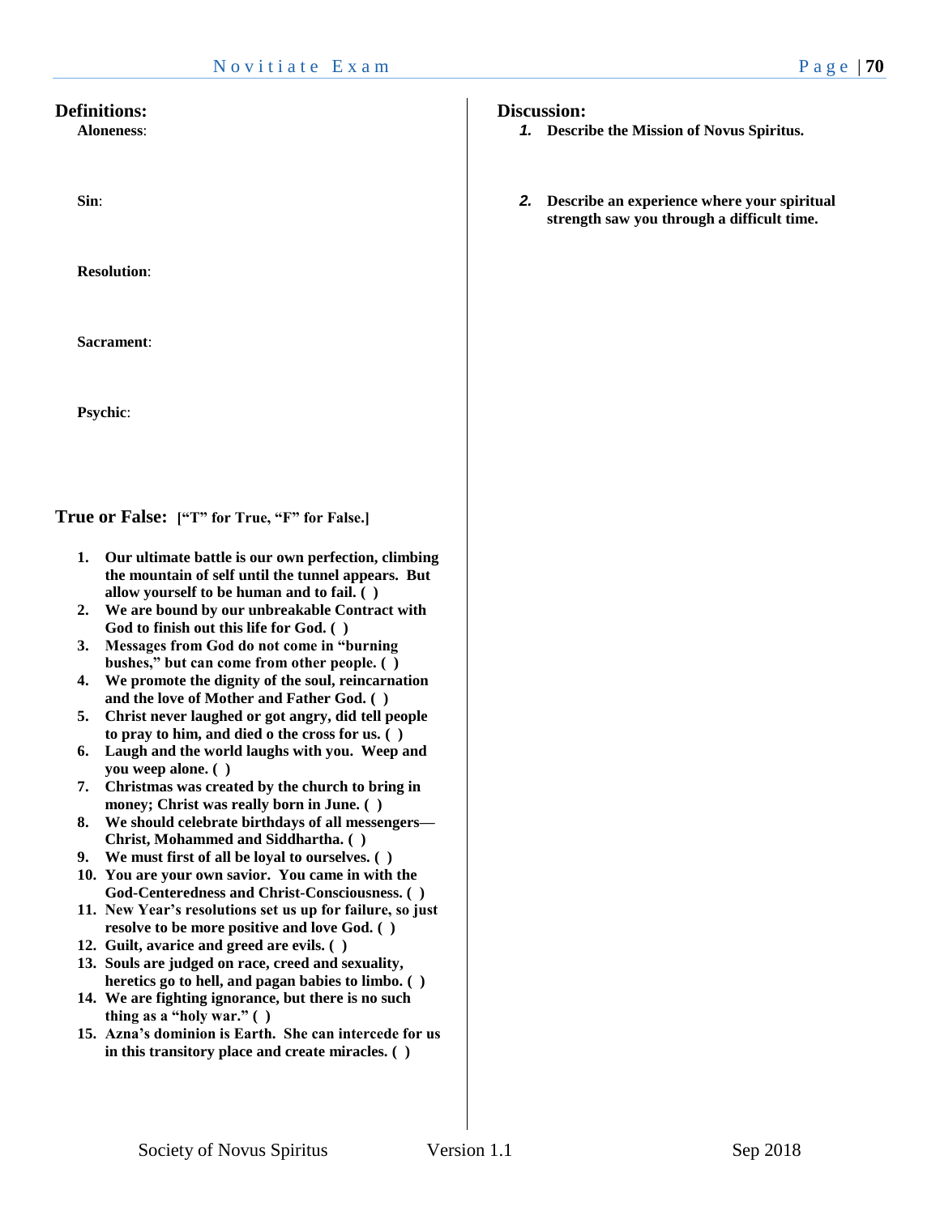## Definitions:

**Aloneness**:

**Sin**:

**Resolution**:

**Sacrament**:

**Psychic**:

## True or False: **["T" for True, "F" for False.]**

1. **Our ultimate battle is our own perfection, climbing the mountain of self until the tunnel appears. But allow yourself to be human and to fail. ( )**
2. **We are bound by our unbreakable Contract with God to finish out this life for God. ( )**
3. **Messages from God do not come in "burning bushes," but can come from other people. ( )**
4. **We promote the dignity of the soul, reincarnation and the love of Mother and Father God. ( )**
5. **Christ never laughed or got angry, did tell people to pray to him, and died o the cross for us. ( )**
6. **Laugh and the world laughs with you. Weep and you weep alone. ( )**
7. **Christmas was created by the church to bring in money; Christ was really born in June. ( )**
8. **We should celebrate birthdays of all messengers— Christ, Mohammed and Siddhartha. ( )**
9. **We must first of all be loyal to ourselves. ( )**
10. **You are your own savior. You came in with the God-Centeredness and Christ-Consciousness. ( )**
11. **New Year's resolutions set us up for failure, so just resolve to be more positive and love God. ( )**
12. **Guilt, avarice and greed are evils. ( )**
13. **Souls are judged on race, creed and sexuality, heretics go to hell, and pagan babies to limbo. ( )**
14. **We are fighting ignorance, but there is no such thing as a "holy war." ( )**
15. **Azna's dominion is Earth. She can intercede for us in this transitory place and create miracles. ( )**

## Discussion:

1. **Describe the Mission of Novus Spiritus.**
2. **Describe an experience where your spiritual strength saw you through a difficult time.**